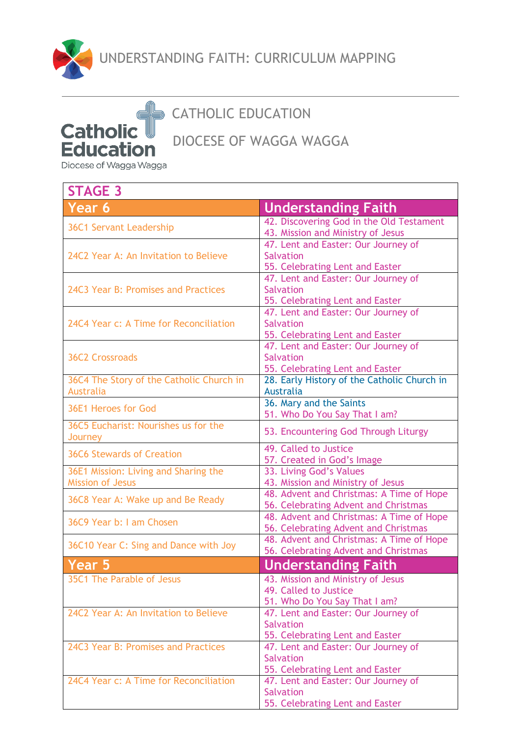# UNDERSTANDING FAITH: CURRICULUM MAPPING

## CATHOLIC EDUCATION

## DIOCESE OF WAGGA WAGGA

| STAGE 3 | |
|---|---|
| **Year 6** | **Understanding Faith** |
| 36C1 Servant Leadership | 42. Discovering God in the Old Testament<br>43. Mission and Ministry of Jesus |
| 24C2 Year A: An Invitation to Believe | 47. Lent and Easter: Our Journey of Salvation<br>55. Celebrating Lent and Easter |
| 24C3 Year B: Promises and Practices | 47. Lent and Easter: Our Journey of Salvation<br>55. Celebrating Lent and Easter |
| 24C4 Year c: A Time for Reconciliation | 47. Lent and Easter: Our Journey of Salvation<br>55. Celebrating Lent and Easter |
| 36C2 Crossroads | 47. Lent and Easter: Our Journey of Salvation<br>55. Celebrating Lent and Easter |
| 36C4 The Story of the Catholic Church in Australia | 28. Early History of the Catholic Church in Australia |
| 36E1 Heroes for God | 36. Mary and the Saints<br>51. Who Do You Say That I am? |
| 36C5 Eucharist: Nourishes us for the Journey | 53. Encountering God Through Liturgy |
| 36C6 Stewards of Creation | 49. Called to Justice<br>57. Created in God's Image |
| 36E1 Mission: Living and Sharing the Mission of Jesus | 33. Living God's Values<br>43. Mission and Ministry of Jesus |
| 36C8 Year A: Wake up and Be Ready | 48. Advent and Christmas: A Time of Hope<br>56. Celebrating Advent and Christmas |
| 36C9 Year b: I am Chosen | 48. Advent and Christmas: A Time of Hope<br>56. Celebrating Advent and Christmas |
| 36C10 Year C: Sing and Dance with Joy | 48. Advent and Christmas: A Time of Hope<br>56. Celebrating Advent and Christmas |
| **Year 5** | **Understanding Faith** |
| 35C1 The Parable of Jesus | 43. Mission and Ministry of Jesus<br>49. Called to Justice<br>51. Who Do You Say That I am? |
| 24C2 Year A: An Invitation to Believe | 47. Lent and Easter: Our Journey of Salvation<br>55. Celebrating Lent and Easter |
| 24C3 Year B: Promises and Practices | 47. Lent and Easter: Our Journey of Salvation<br>55. Celebrating Lent and Easter |
| 24C4 Year c: A Time for Reconciliation | 47. Lent and Easter: Our Journey of Salvation<br>55. Celebrating Lent and Easter |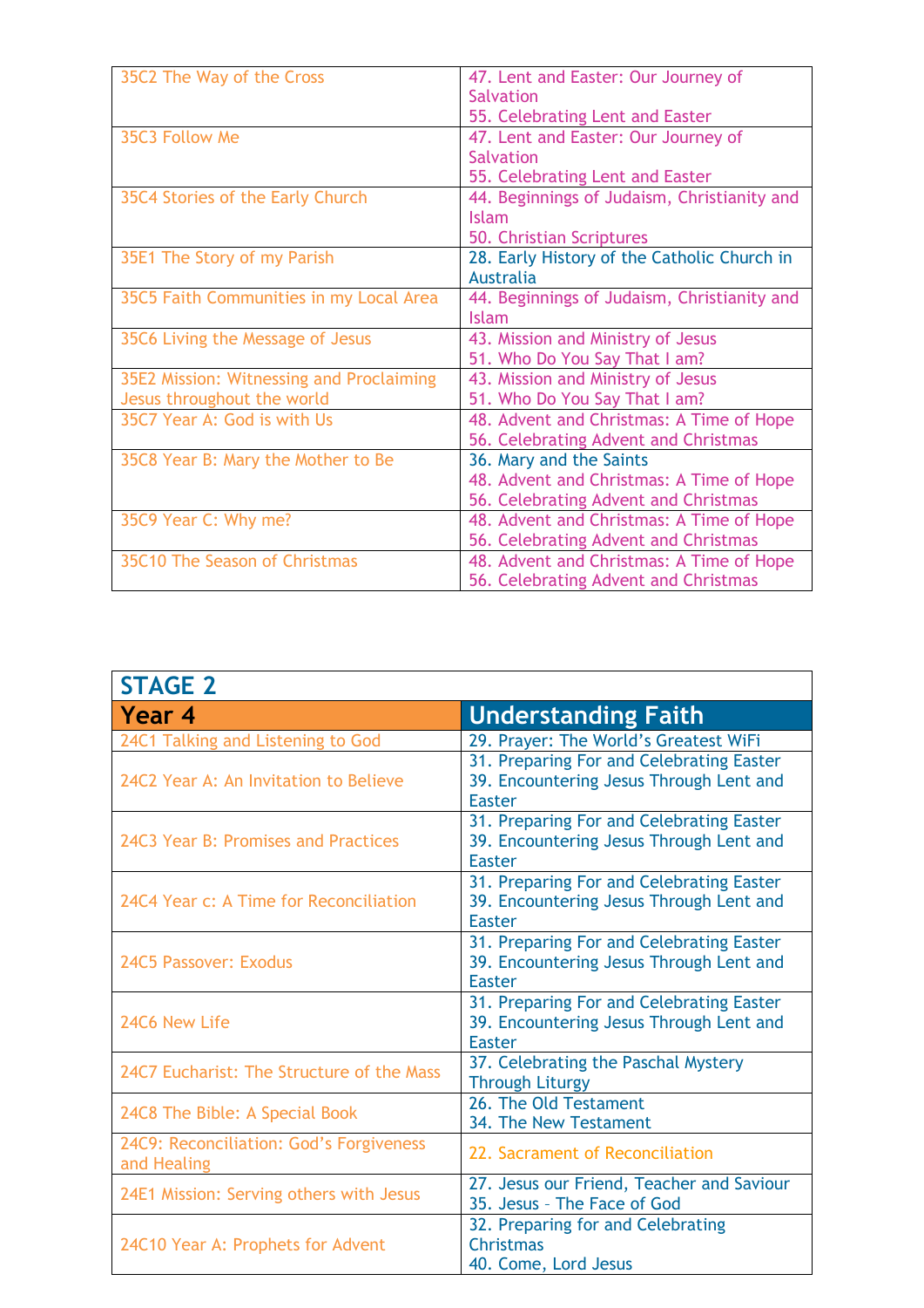| | |
|---|---|
| 35C2 The Way of the Cross | 47. Lent and Easter: Our Journey of Salvation<br>55. Celebrating Lent and Easter |
| 35C3 Follow Me | 47. Lent and Easter: Our Journey of Salvation<br>55. Celebrating Lent and Easter |
| 35C4 Stories of the Early Church | 44. Beginnings of Judaism, Christianity and Islam<br>50. Christian Scriptures |
| 35E1 The Story of my Parish | 28. Early History of the Catholic Church in Australia |
| 35C5 Faith Communities in my Local Area | 44. Beginnings of Judaism, Christianity and Islam |
| 35C6 Living the Message of Jesus | 43. Mission and Ministry of Jesus<br>51. Who Do You Say That I am? |
| 35E2 Mission: Witnessing and Proclaiming Jesus throughout the world | 43. Mission and Ministry of Jesus<br>51. Who Do You Say That I am? |
| 35C7 Year A: God is with Us | 48. Advent and Christmas: A Time of Hope<br>56. Celebrating Advent and Christmas |
| 35C8 Year B: Mary the Mother to Be | 36. Mary and the Saints<br>48. Advent and Christmas: A Time of Hope<br>56. Celebrating Advent and Christmas |
| 35C9 Year C: Why me? | 48. Advent and Christmas: A Time of Hope<br>56. Celebrating Advent and Christmas |
| 35C10 The Season of Christmas | 48. Advent and Christmas: A Time of Hope<br>56. Celebrating Advent and Christmas |

## STAGE 2

| Year 4 | Understanding Faith |
|---|---|
| 24C1 Talking and Listening to God | 29. Prayer: The World's Greatest WiFi |
| 24C2 Year A: An Invitation to Believe | 31. Preparing For and Celebrating Easter<br>39. Encountering Jesus Through Lent and Easter |
| 24C3 Year B: Promises and Practices | 31. Preparing For and Celebrating Easter<br>39. Encountering Jesus Through Lent and Easter |
| 24C4 Year c: A Time for Reconciliation | 31. Preparing For and Celebrating Easter<br>39. Encountering Jesus Through Lent and Easter |
| 24C5 Passover: Exodus | 31. Preparing For and Celebrating Easter<br>39. Encountering Jesus Through Lent and Easter |
| 24C6 New Life | 31. Preparing For and Celebrating Easter<br>39. Encountering Jesus Through Lent and Easter |
| 24C7 Eucharist: The Structure of the Mass | 37. Celebrating the Paschal Mystery Through Liturgy |
| 24C8 The Bible: A Special Book | 26. The Old Testament<br>34. The New Testament |
| 24C9: Reconciliation: God's Forgiveness and Healing | 22. Sacrament of Reconciliation |
| 24E1 Mission: Serving others with Jesus | 27. Jesus our Friend, Teacher and Saviour<br>35. Jesus – The Face of God |
| 24C10 Year A: Prophets for Advent | 32. Preparing for and Celebrating Christmas<br>40. Come, Lord Jesus |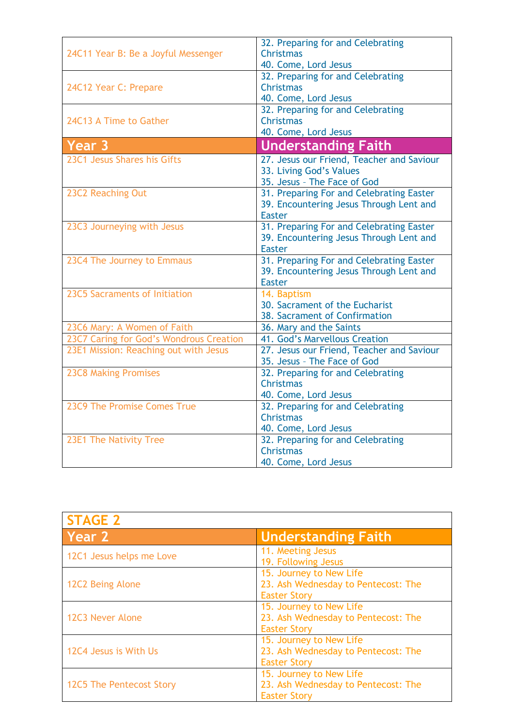| | |
|---|---|
| 24C11 Year B: Be a Joyful Messenger | 32. Preparing for and Celebrating Christmas<br>40. Come, Lord Jesus |
| 24C12 Year C: Prepare | 32. Preparing for and Celebrating Christmas<br>40. Come, Lord Jesus |
| 24C13 A Time to Gather | 32. Preparing for and Celebrating Christmas<br>40. Come, Lord Jesus |
| **Year 3** | **Understanding Faith** |
| 23C1 Jesus Shares his Gifts | 27. Jesus our Friend, Teacher and Saviour<br>33. Living God's Values<br>35. Jesus – The Face of God |
| 23C2 Reaching Out | 31. Preparing For and Celebrating Easter<br>39. Encountering Jesus Through Lent and Easter |
| 23C3 Journeying with Jesus | 31. Preparing For and Celebrating Easter<br>39. Encountering Jesus Through Lent and Easter |
| 23C4 The Journey to Emmaus | 31. Preparing For and Celebrating Easter<br>39. Encountering Jesus Through Lent and Easter |
| 23C5 Sacraments of Initiation | 14. Baptism<br>30. Sacrament of the Eucharist<br>38. Sacrament of Confirmation |
| 23C6 Mary: A Women of Faith | 36. Mary and the Saints |
| 23C7 Caring for God's Wondrous Creation | 41. God's Marvellous Creation |
| 23E1 Mission: Reaching out with Jesus | 27. Jesus our Friend, Teacher and Saviour<br>35. Jesus – The Face of God |
| 23C8 Making Promises | 32. Preparing for and Celebrating Christmas<br>40. Come, Lord Jesus |
| 23C9 The Promise Comes True | 32. Preparing for and Celebrating Christmas<br>40. Come, Lord Jesus |
| 23E1 The Nativity Tree | 32. Preparing for and Celebrating Christmas<br>40. Come, Lord Jesus |

| **STAGE 2** | |
|---|---|
| **Year 2** | **Understanding Faith** |
| 12C1 Jesus helps me Love | 11. Meeting Jesus<br>19. Following Jesus |
| 12C2 Being Alone | 15. Journey to New Life<br>23. Ash Wednesday to Pentecost: The Easter Story |
| 12C3 Never Alone | 15. Journey to New Life<br>23. Ash Wednesday to Pentecost: The Easter Story |
| 12C4 Jesus is With Us | 15. Journey to New Life<br>23. Ash Wednesday to Pentecost: The Easter Story |
| 12C5 The Pentecost Story | 15. Journey to New Life<br>23. Ash Wednesday to Pentecost: The Easter Story |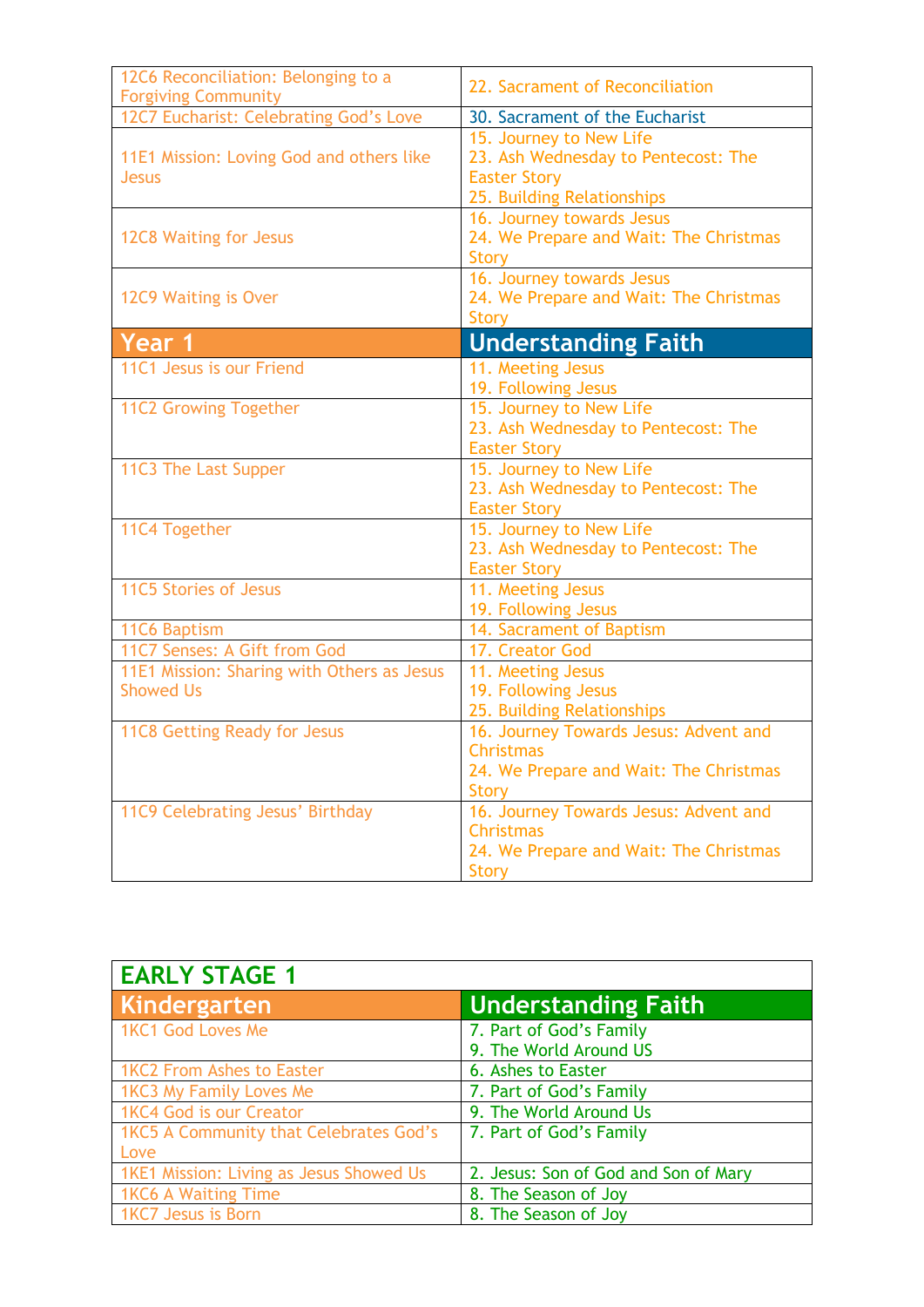| | |
|---|---|
| 12C6 Reconciliation: Belonging to a Forgiving Community | 22. Sacrament of Reconciliation |
| 12C7 Eucharist: Celebrating God's Love | 30. Sacrament of the Eucharist |
| 11E1 Mission: Loving God and others like Jesus | 15. Journey to New Life<br>23. Ash Wednesday to Pentecost: The Easter Story<br>25. Building Relationships |
| 12C8 Waiting for Jesus | 16. Journey towards Jesus<br>24. We Prepare and Wait: The Christmas Story |
| 12C9 Waiting is Over | 16. Journey towards Jesus<br>24. We Prepare and Wait: The Christmas Story |
| **Year 1** | **Understanding Faith** |
| 11C1 Jesus is our Friend | 11. Meeting Jesus<br>19. Following Jesus |
| 11C2 Growing Together | 15. Journey to New Life<br>23. Ash Wednesday to Pentecost: The Easter Story |
| 11C3 The Last Supper | 15. Journey to New Life<br>23. Ash Wednesday to Pentecost: The Easter Story |
| 11C4 Together | 15. Journey to New Life<br>23. Ash Wednesday to Pentecost: The Easter Story |
| 11C5 Stories of Jesus | 11. Meeting Jesus<br>19. Following Jesus |
| 11C6 Baptism | 14. Sacrament of Baptism |
| 11C7 Senses: A Gift from God | 17. Creator God |
| 11E1 Mission: Sharing with Others as Jesus Showed Us | 11. Meeting Jesus<br>19. Following Jesus<br>25. Building Relationships |
| 11C8 Getting Ready for Jesus | 16. Journey Towards Jesus: Advent and Christmas<br>24. We Prepare and Wait: The Christmas Story |
| 11C9 Celebrating Jesus' Birthday | 16. Journey Towards Jesus: Advent and Christmas<br>24. We Prepare and Wait: The Christmas Story |

## EARLY STAGE 1

| Kindergarten | Understanding Faith |
|---|---|
| 1KC1 God Loves Me | 7. Part of God's Family<br>9. The World Around US |
| 1KC2 From Ashes to Easter | 6. Ashes to Easter |
| 1KC3 My Family Loves Me | 7. Part of God's Family |
| 1KC4 God is our Creator | 9. The World Around Us |
| 1KC5 A Community that Celebrates God's Love | 7. Part of God's Family |
| 1KE1 Mission: Living as Jesus Showed Us | 2. Jesus: Son of God and Son of Mary |
| 1KC6 A Waiting Time | 8. The Season of Joy |
| 1KC7 Jesus is Born | 8. The Season of Joy |